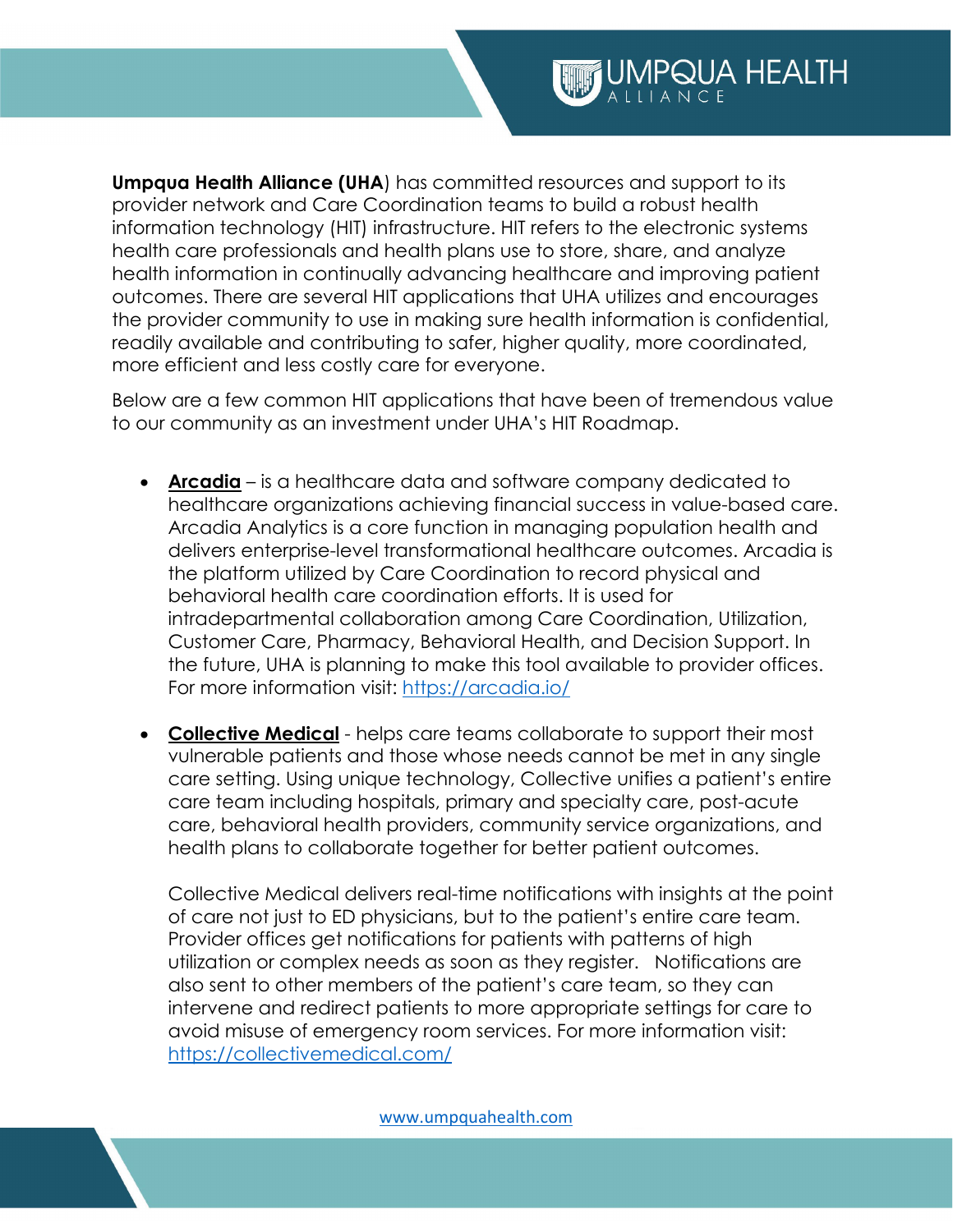**Umpqua Health Alliance (UHA**) has committed resources and support to its provider network and Care Coordination teams to build a robust health information technology (HIT) infrastructure. HIT refers to the electronic systems health care professionals and health plans use to store, share, and analyze health information in continually advancing healthcare and improving patient outcomes. There are several HIT applications that UHA utilizes and encourages the provider community to use in making sure health information is confidential, readily available and contributing to safer, higher quality, more coordinated, more efficient and less costly care for everyone.

Below are a few common HIT applications that have been of tremendous value to our community as an investment under UHA's HIT Roadmap.

- **Arcadia** – is a healthcare data and software company dedicated to healthcare organizations achieving financial success in value-based care. Arcadia Analytics is a core function in managing population health and delivers enterprise-level transformational healthcare outcomes. Arcadia is the platform utilized by Care Coordination to record physical and behavioral health care coordination efforts. It is used for intradepartmental collaboration among Care Coordination, Utilization, Customer Care, Pharmacy, Behavioral Health, and Decision Support. In the future, UHA is planning to make this tool available to provider offices. For more information visit: https://arcadia.io/

- **Collective Medical** - helps care teams collaborate to support their most vulnerable patients and those whose needs cannot be met in any single care setting. Using unique technology, Collective unifies a patient's entire care team including hospitals, primary and specialty care, post-acute care, behavioral health providers, community service organizations, and health plans to collaborate together for better patient outcomes.

  Collective Medical delivers real-time notifications with insights at the point of care not just to ED physicians, but to the patient's entire care team. Provider offices get notifications for patients with patterns of high utilization or complex needs as soon as they register. Notifications are also sent to other members of the patient's care team, so they can intervene and redirect patients to more appropriate settings for care to avoid misuse of emergency room services. For more information visit: https://collectivemedical.com/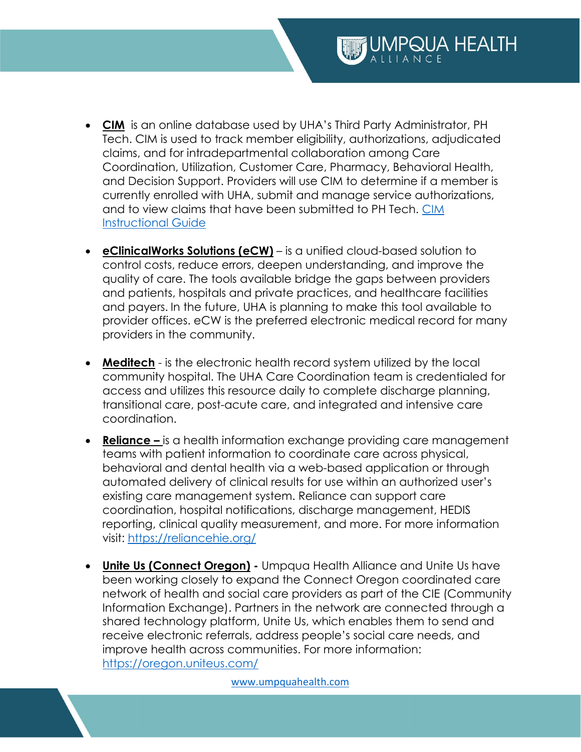- **CIM** is an online database used by UHA's Third Party Administrator, PH Tech. CIM is used to track member eligibility, authorizations, adjudicated claims, and for intradepartmental collaboration among Care Coordination, Utilization, Customer Care, Pharmacy, Behavioral Health, and Decision Support. Providers will use CIM to determine if a member is currently enrolled with UHA, submit and manage service authorizations, and to view claims that have been submitted to PH Tech. CIM Instructional Guide

- **eClinicalWorks Solutions (eCW)** – is a unified cloud-based solution to control costs, reduce errors, deepen understanding, and improve the quality of care. The tools available bridge the gaps between providers and patients, hospitals and private practices, and healthcare facilities and payers. In the future, UHA is planning to make this tool available to provider offices. eCW is the preferred electronic medical record for many providers in the community.

- **Meditech** - is the electronic health record system utilized by the local community hospital. The UHA Care Coordination team is credentialed for access and utilizes this resource daily to complete discharge planning, transitional care, post-acute care, and integrated and intensive care coordination.

- **Reliance –** is a health information exchange providing care management teams with patient information to coordinate care across physical, behavioral and dental health via a web-based application or through automated delivery of clinical results for use within an authorized user's existing care management system. Reliance can support care coordination, hospital notifications, discharge management, HEDIS reporting, clinical quality measurement, and more. For more information visit: https://reliancehie.org/

- **Unite Us (Connect Oregon) -** Umpqua Health Alliance and Unite Us have been working closely to expand the Connect Oregon coordinated care network of health and social care providers as part of the CIE (Community Information Exchange). Partners in the network are connected through a shared technology platform, Unite Us, which enables them to send and receive electronic referrals, address people's social care needs, and improve health across communities. For more information: https://oregon.uniteus.com/